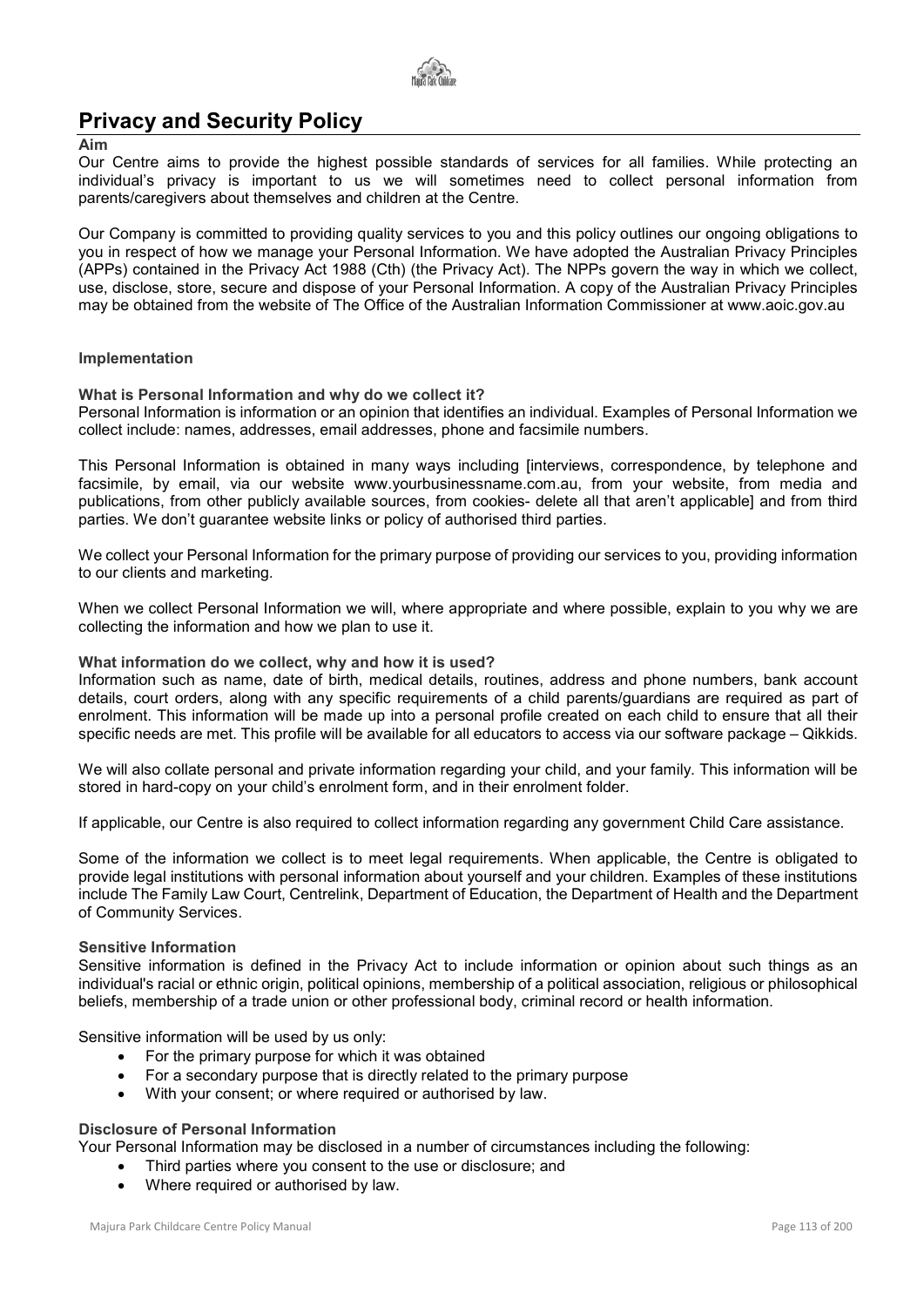# Privacy and Security Policy

**Aim**

Our Centre aims to provide the highest possible standards of services for all families. While protecting an individual's privacy is important to us we will sometimes need to collect personal information from parents/caregivers about themselves and children at the Centre.

Our Company is committed to providing quality services to you and this policy outlines our ongoing obligations to you in respect of how we manage your Personal Information. We have adopted the Australian Privacy Principles (APPs) contained in the Privacy Act 1988 (Cth) (the Privacy Act). The NPPs govern the way in which we collect, use, disclose, store, secure and dispose of your Personal Information. A copy of the Australian Privacy Principles may be obtained from the website of The Office of the Australian Information Commissioner at www.aoic.gov.au

**Implementation**

**What is Personal Information and why do we collect it?**

Personal Information is information or an opinion that identifies an individual. Examples of Personal Information we collect include: names, addresses, email addresses, phone and facsimile numbers.

This Personal Information is obtained in many ways including [interviews, correspondence, by telephone and facsimile, by email, via our website www.yourbusinessname.com.au, from your website, from media and publications, from other publicly available sources, from cookies- delete all that aren't applicable] and from third parties. We don't guarantee website links or policy of authorised third parties.

We collect your Personal Information for the primary purpose of providing our services to you, providing information to our clients and marketing.

When we collect Personal Information we will, where appropriate and where possible, explain to you why we are collecting the information and how we plan to use it.

**What information do we collect, why and how it is used?**

Information such as name, date of birth, medical details, routines, address and phone numbers, bank account details, court orders, along with any specific requirements of a child parents/guardians are required as part of enrolment. This information will be made up into a personal profile created on each child to ensure that all their specific needs are met. This profile will be available for all educators to access via our software package – Qikkids.

We will also collate personal and private information regarding your child, and your family. This information will be stored in hard-copy on your child's enrolment form, and in their enrolment folder.

If applicable, our Centre is also required to collect information regarding any government Child Care assistance.

Some of the information we collect is to meet legal requirements. When applicable, the Centre is obligated to provide legal institutions with personal information about yourself and your children. Examples of these institutions include The Family Law Court, Centrelink, Department of Education, the Department of Health and the Department of Community Services.

**Sensitive Information**

Sensitive information is defined in the Privacy Act to include information or opinion about such things as an individual's racial or ethnic origin, political opinions, membership of a political association, religious or philosophical beliefs, membership of a trade union or other professional body, criminal record or health information.

Sensitive information will be used by us only:

- For the primary purpose for which it was obtained
- For a secondary purpose that is directly related to the primary purpose
- With your consent; or where required or authorised by law.

**Disclosure of Personal Information**

Your Personal Information may be disclosed in a number of circumstances including the following:

- Third parties where you consent to the use or disclosure; and
- Where required or authorised by law.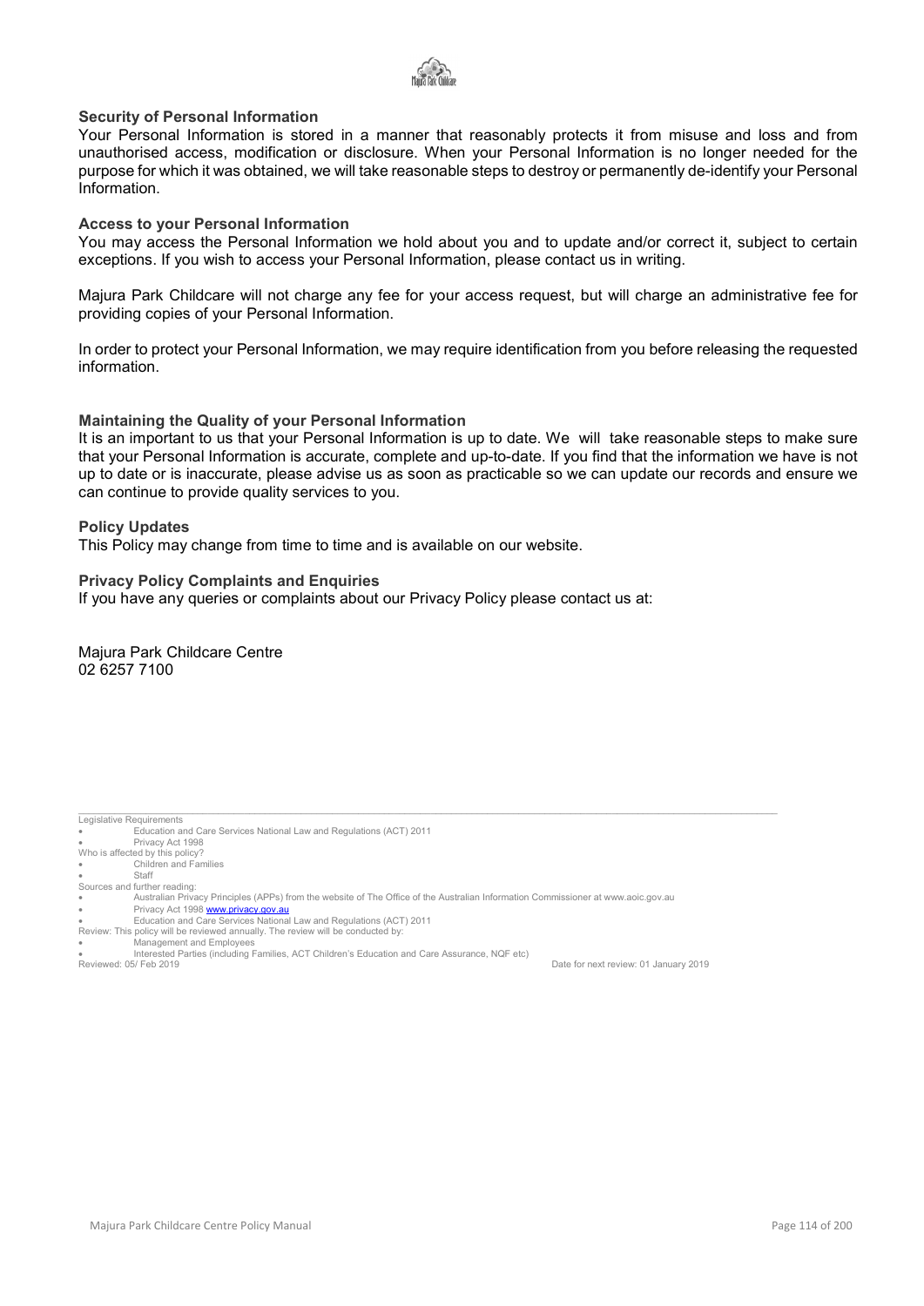### Security of Personal Information

Your Personal Information is stored in a manner that reasonably protects it from misuse and loss and from unauthorised access, modification or disclosure. When your Personal Information is no longer needed for the purpose for which it was obtained, we will take reasonable steps to destroy or permanently de-identify your Personal Information.

### Access to your Personal Information

You may access the Personal Information we hold about you and to update and/or correct it, subject to certain exceptions. If you wish to access your Personal Information, please contact us in writing.

Majura Park Childcare will not charge any fee for your access request, but will charge an administrative fee for providing copies of your Personal Information.

In order to protect your Personal Information, we may require identification from you before releasing the requested information.

### Maintaining the Quality of your Personal Information

It is an important to us that your Personal Information is up to date. We will take reasonable steps to make sure that your Personal Information is accurate, complete and up-to-date. If you find that the information we have is not up to date or is inaccurate, please advise us as soon as practicable so we can update our records and ensure we can continue to provide quality services to you.

### Policy Updates

This Policy may change from time to time and is available on our website.

### Privacy Policy Complaints and Enquiries

If you have any queries or complaints about our Privacy Policy please contact us at:

Majura Park Childcare Centre
02 6257 7100

---

Legislative Requirements

- Education and Care Services National Law and Regulations (ACT) 2011
- Privacy Act 1998

Who is affected by this policy?

- Children and Families
- Staff

Sources and further reading:

- Australian Privacy Principles (APPs) from the website of The Office of the Australian Information Commissioner at www.aoic.gov.au
- Privacy Act 1998 www.privacy.gov.au
- Education and Care Services National Law and Regulations (ACT) 2011

Review: This policy will be reviewed annually. The review will be conducted by:

- Management and Employees
- Interested Parties (including Families, ACT Children's Education and Care Assurance, NQF etc)

Reviewed: 05/ Feb 2019 Date for next review: 01 January 2019